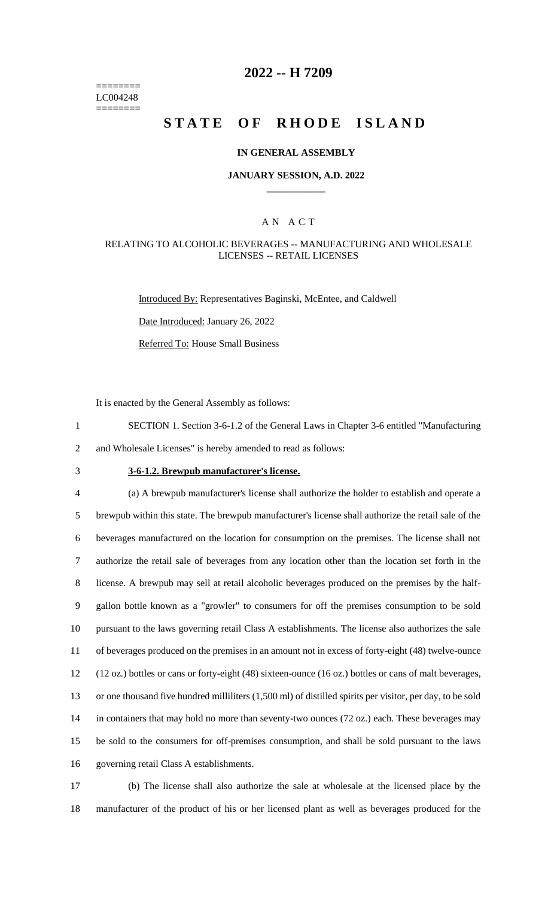========
LC004248
========

# 2022 -- H 7209

# STATE OF RHODE ISLAND

### IN GENERAL ASSEMBLY

### JANUARY SESSION, A.D. 2022

## A N A C T

### RELATING TO ALCOHOLIC BEVERAGES -- MANUFACTURING AND WHOLESALE LICENSES -- RETAIL LICENSES

Introduced By: Representatives Baginski, McEntee, and Caldwell

Date Introduced: January 26, 2022

Referred To: House Small Business

It is enacted by the General Assembly as follows:

1 SECTION 1. Section 3-6-1.2 of the General Laws in Chapter 3-6 entitled "Manufacturing
2 and Wholesale Licenses" is hereby amended to read as follows:

3 **3-6-1.2. Brewpub manufacturer's license.**

4 (a) A brewpub manufacturer's license shall authorize the holder to establish and operate a
5 brewpub within this state. The brewpub manufacturer's license shall authorize the retail sale of the
6 beverages manufactured on the location for consumption on the premises. The license shall not
7 authorize the retail sale of beverages from any location other than the location set forth in the
8 license. A brewpub may sell at retail alcoholic beverages produced on the premises by the half-
9 gallon bottle known as a "growler" to consumers for off the premises consumption to be sold
10 pursuant to the laws governing retail Class A establishments. The license also authorizes the sale
11 of beverages produced on the premises in an amount not in excess of forty-eight (48) twelve-ounce
12 (12 oz.) bottles or cans or forty-eight (48) sixteen-ounce (16 oz.) bottles or cans of malt beverages,
13 or one thousand five hundred milliliters (1,500 ml) of distilled spirits per visitor, per day, to be sold
14 in containers that may hold no more than seventy-two ounces (72 oz.) each. These beverages may
15 be sold to the consumers for off-premises consumption, and shall be sold pursuant to the laws
16 governing retail Class A establishments.

17 (b) The license shall also authorize the sale at wholesale at the licensed place by the
18 manufacturer of the product of his or her licensed plant as well as beverages produced for the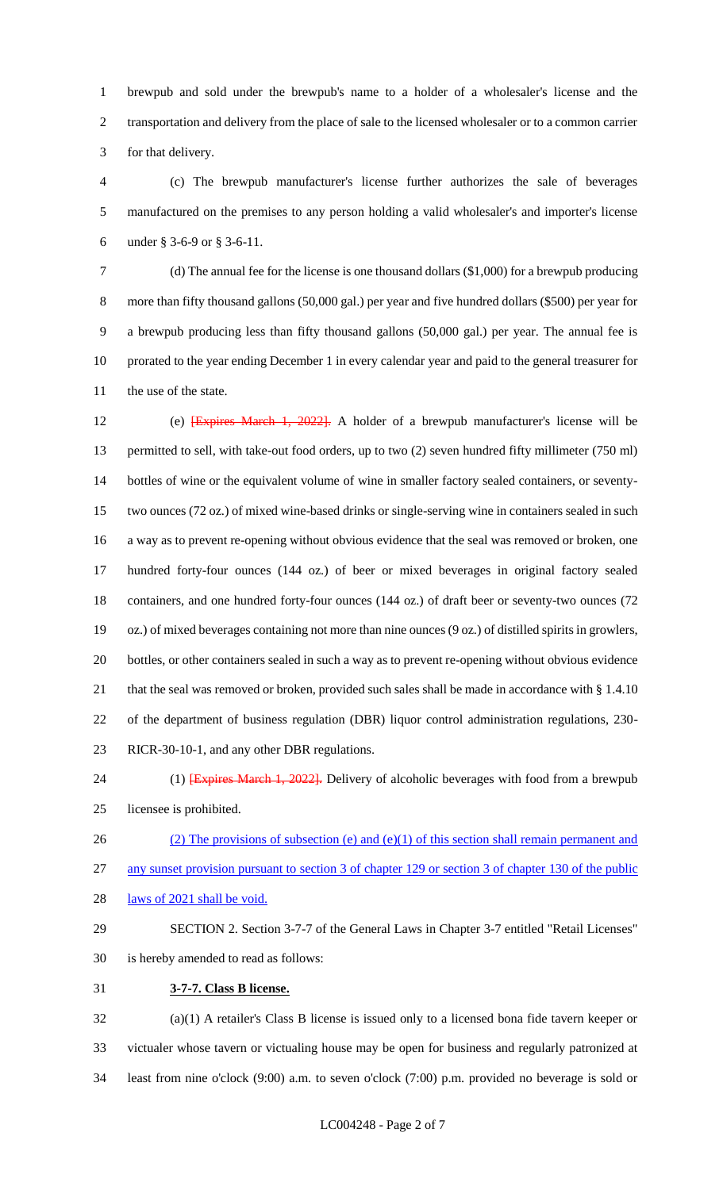brewpub and sold under the brewpub's name to a holder of a wholesaler's license and the transportation and delivery from the place of sale to the licensed wholesaler or to a common carrier for that delivery.

(c) The brewpub manufacturer's license further authorizes the sale of beverages manufactured on the premises to any person holding a valid wholesaler's and importer's license under § 3-6-9 or § 3-6-11.

(d) The annual fee for the license is one thousand dollars ($1,000) for a brewpub producing more than fifty thousand gallons (50,000 gal.) per year and five hundred dollars ($500) per year for a brewpub producing less than fifty thousand gallons (50,000 gal.) per year. The annual fee is prorated to the year ending December 1 in every calendar year and paid to the general treasurer for the use of the state.

(e) ~~[Expires March 1, 2022].~~ A holder of a brewpub manufacturer's license will be permitted to sell, with take-out food orders, up to two (2) seven hundred fifty millimeter (750 ml) bottles of wine or the equivalent volume of wine in smaller factory sealed containers, or seventy-two ounces (72 oz.) of mixed wine-based drinks or single-serving wine in containers sealed in such a way as to prevent re-opening without obvious evidence that the seal was removed or broken, one hundred forty-four ounces (144 oz.) of beer or mixed beverages in original factory sealed containers, and one hundred forty-four ounces (144 oz.) of draft beer or seventy-two ounces (72 oz.) of mixed beverages containing not more than nine ounces (9 oz.) of distilled spirits in growlers, bottles, or other containers sealed in such a way as to prevent re-opening without obvious evidence that the seal was removed or broken, provided such sales shall be made in accordance with § 1.4.10 of the department of business regulation (DBR) liquor control administration regulations, 230-RICR-30-10-1, and any other DBR regulations.

(1) ~~[Expires March 1, 2022].~~ Delivery of alcoholic beverages with food from a brewpub licensee is prohibited.

<u>(2) The provisions of subsection (e) and (e)(1) of this section shall remain permanent and any sunset provision pursuant to section 3 of chapter 129 or section 3 of chapter 130 of the public laws of 2021 shall be void.</u>

SECTION 2. Section 3-7-7 of the General Laws in Chapter 3-7 entitled "Retail Licenses" is hereby amended to read as follows:

**<u>3-7-7. Class B license.</u>**

(a)(1) A retailer's Class B license is issued only to a licensed bona fide tavern keeper or victualer whose tavern or victualing house may be open for business and regularly patronized at least from nine o'clock (9:00) a.m. to seven o'clock (7:00) p.m. provided no beverage is sold or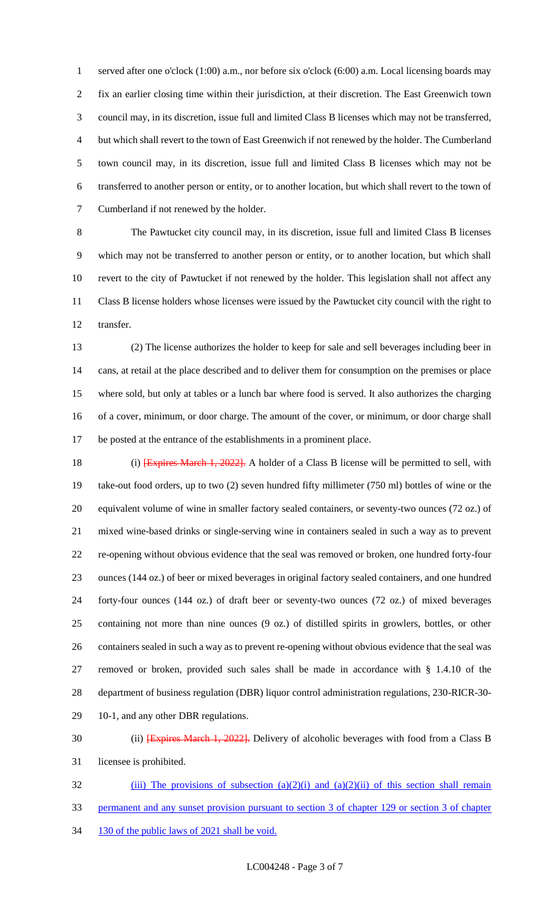served after one o'clock (1:00) a.m., nor before six o'clock (6:00) a.m. Local licensing boards may fix an earlier closing time within their jurisdiction, at their discretion. The East Greenwich town council may, in its discretion, issue full and limited Class B licenses which may not be transferred, but which shall revert to the town of East Greenwich if not renewed by the holder. The Cumberland town council may, in its discretion, issue full and limited Class B licenses which may not be transferred to another person or entity, or to another location, but which shall revert to the town of Cumberland if not renewed by the holder.

The Pawtucket city council may, in its discretion, issue full and limited Class B licenses which may not be transferred to another person or entity, or to another location, but which shall revert to the city of Pawtucket if not renewed by the holder. This legislation shall not affect any Class B license holders whose licenses were issued by the Pawtucket city council with the right to transfer.

(2) The license authorizes the holder to keep for sale and sell beverages including beer in cans, at retail at the place described and to deliver them for consumption on the premises or place where sold, but only at tables or a lunch bar where food is served. It also authorizes the charging of a cover, minimum, or door charge. The amount of the cover, or minimum, or door charge shall be posted at the entrance of the establishments in a prominent place.

(i) ~~[Expires March 1, 2022].~~ A holder of a Class B license will be permitted to sell, with take-out food orders, up to two (2) seven hundred fifty millimeter (750 ml) bottles of wine or the equivalent volume of wine in smaller factory sealed containers, or seventy-two ounces (72 oz.) of mixed wine-based drinks or single-serving wine in containers sealed in such a way as to prevent re-opening without obvious evidence that the seal was removed or broken, one hundred forty-four ounces (144 oz.) of beer or mixed beverages in original factory sealed containers, and one hundred forty-four ounces (144 oz.) of draft beer or seventy-two ounces (72 oz.) of mixed beverages containing not more than nine ounces (9 oz.) of distilled spirits in growlers, bottles, or other containers sealed in such a way as to prevent re-opening without obvious evidence that the seal was removed or broken, provided such sales shall be made in accordance with § 1.4.10 of the department of business regulation (DBR) liquor control administration regulations, 230-RICR-30-10-1, and any other DBR regulations.

(ii) ~~[Expires March 1, 2022].~~ Delivery of alcoholic beverages with food from a Class B licensee is prohibited.

<u>(iii) The provisions of subsection (a)(2)(i) and (a)(2)(ii) of this section shall remain permanent and any sunset provision pursuant to section 3 of chapter 129 or section 3 of chapter 130 of the public laws of 2021 shall be void.</u>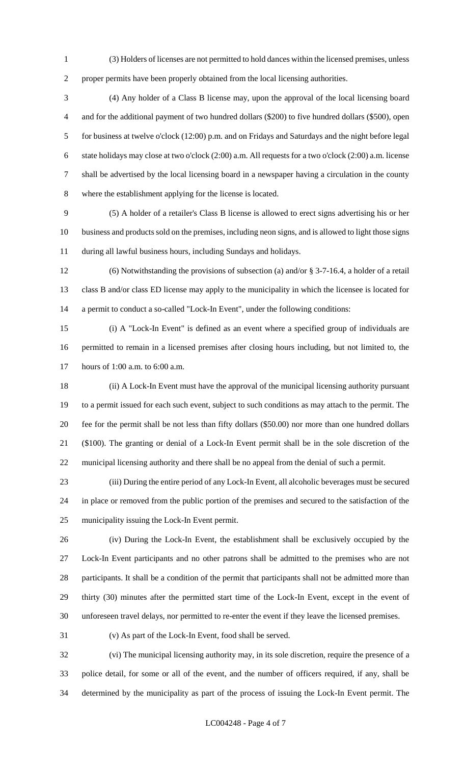(3) Holders of licenses are not permitted to hold dances within the licensed premises, unless proper permits have been properly obtained from the local licensing authorities.

(4) Any holder of a Class B license may, upon the approval of the local licensing board and for the additional payment of two hundred dollars ($200) to five hundred dollars ($500), open for business at twelve o'clock (12:00) p.m. and on Fridays and Saturdays and the night before legal state holidays may close at two o'clock (2:00) a.m. All requests for a two o'clock (2:00) a.m. license shall be advertised by the local licensing board in a newspaper having a circulation in the county where the establishment applying for the license is located.

(5) A holder of a retailer's Class B license is allowed to erect signs advertising his or her business and products sold on the premises, including neon signs, and is allowed to light those signs during all lawful business hours, including Sundays and holidays.

(6) Notwithstanding the provisions of subsection (a) and/or § 3-7-16.4, a holder of a retail class B and/or class ED license may apply to the municipality in which the licensee is located for a permit to conduct a so-called "Lock-In Event", under the following conditions:

(i) A "Lock-In Event" is defined as an event where a specified group of individuals are permitted to remain in a licensed premises after closing hours including, but not limited to, the hours of 1:00 a.m. to 6:00 a.m.

(ii) A Lock-In Event must have the approval of the municipal licensing authority pursuant to a permit issued for each such event, subject to such conditions as may attach to the permit. The fee for the permit shall be not less than fifty dollars ($50.00) nor more than one hundred dollars ($100). The granting or denial of a Lock-In Event permit shall be in the sole discretion of the municipal licensing authority and there shall be no appeal from the denial of such a permit.

(iii) During the entire period of any Lock-In Event, all alcoholic beverages must be secured in place or removed from the public portion of the premises and secured to the satisfaction of the municipality issuing the Lock-In Event permit.

(iv) During the Lock-In Event, the establishment shall be exclusively occupied by the Lock-In Event participants and no other patrons shall be admitted to the premises who are not participants. It shall be a condition of the permit that participants shall not be admitted more than thirty (30) minutes after the permitted start time of the Lock-In Event, except in the event of unforeseen travel delays, nor permitted to re-enter the event if they leave the licensed premises.

(v) As part of the Lock-In Event, food shall be served.

(vi) The municipal licensing authority may, in its sole discretion, require the presence of a police detail, for some or all of the event, and the number of officers required, if any, shall be determined by the municipality as part of the process of issuing the Lock-In Event permit. The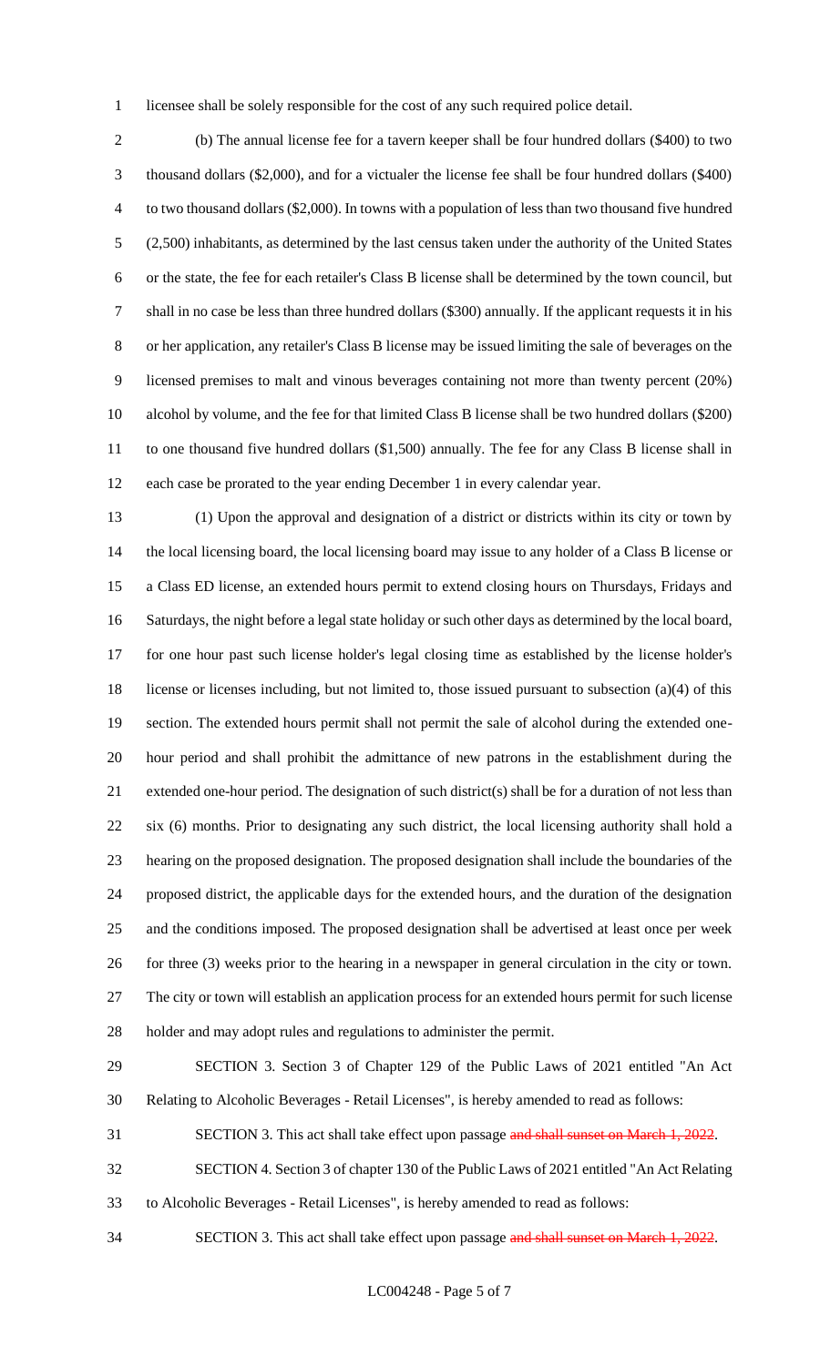licensee shall be solely responsible for the cost of any such required police detail.

(b) The annual license fee for a tavern keeper shall be four hundred dollars ($400) to two thousand dollars ($2,000), and for a victualer the license fee shall be four hundred dollars ($400) to two thousand dollars ($2,000). In towns with a population of less than two thousand five hundred (2,500) inhabitants, as determined by the last census taken under the authority of the United States or the state, the fee for each retailer's Class B license shall be determined by the town council, but shall in no case be less than three hundred dollars ($300) annually. If the applicant requests it in his or her application, any retailer's Class B license may be issued limiting the sale of beverages on the licensed premises to malt and vinous beverages containing not more than twenty percent (20%) alcohol by volume, and the fee for that limited Class B license shall be two hundred dollars ($200) to one thousand five hundred dollars ($1,500) annually. The fee for any Class B license shall in each case be prorated to the year ending December 1 in every calendar year.

(1) Upon the approval and designation of a district or districts within its city or town by the local licensing board, the local licensing board may issue to any holder of a Class B license or a Class ED license, an extended hours permit to extend closing hours on Thursdays, Fridays and Saturdays, the night before a legal state holiday or such other days as determined by the local board, for one hour past such license holder's legal closing time as established by the license holder's license or licenses including, but not limited to, those issued pursuant to subsection (a)(4) of this section. The extended hours permit shall not permit the sale of alcohol during the extended one-hour period and shall prohibit the admittance of new patrons in the establishment during the extended one-hour period. The designation of such district(s) shall be for a duration of not less than six (6) months. Prior to designating any such district, the local licensing authority shall hold a hearing on the proposed designation. The proposed designation shall include the boundaries of the proposed district, the applicable days for the extended hours, and the duration of the designation and the conditions imposed. The proposed designation shall be advertised at least once per week for three (3) weeks prior to the hearing in a newspaper in general circulation in the city or town. The city or town will establish an application process for an extended hours permit for such license holder and may adopt rules and regulations to administer the permit.

SECTION 3. Section 3 of Chapter 129 of the Public Laws of 2021 entitled "An Act Relating to Alcoholic Beverages - Retail Licenses", is hereby amended to read as follows:

SECTION 3. This act shall take effect upon passage ~~and shall sunset on March 1, 2022~~.

SECTION 4. Section 3 of chapter 130 of the Public Laws of 2021 entitled "An Act Relating to Alcoholic Beverages - Retail Licenses", is hereby amended to read as follows:

SECTION 3. This act shall take effect upon passage ~~and shall sunset on March 1, 2022~~.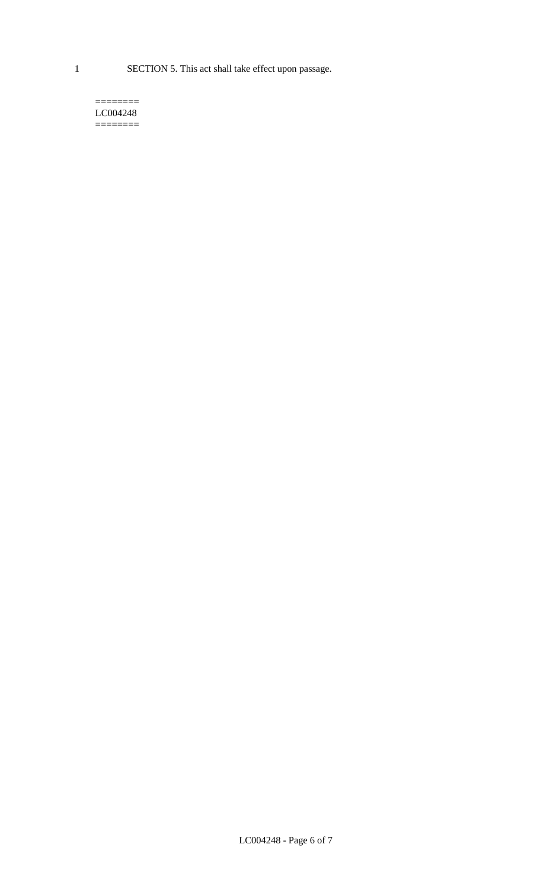SECTION 5. This act shall take effect upon passage.

========
LC004248
========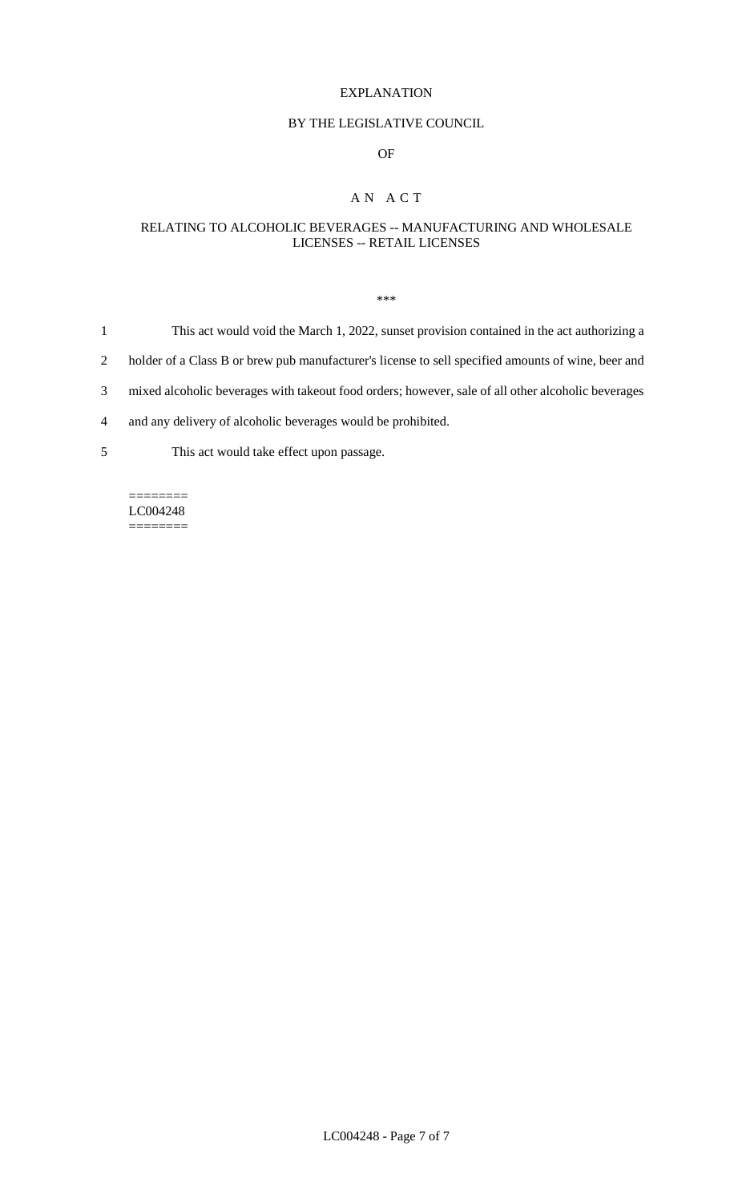EXPLANATION

BY THE LEGISLATIVE COUNCIL

OF

A N A C T

RELATING TO ALCOHOLIC BEVERAGES -- MANUFACTURING AND WHOLESALE LICENSES -- RETAIL LICENSES

\*\*\*

1 This act would void the March 1, 2022, sunset provision contained in the act authorizing a
2 holder of a Class B or brew pub manufacturer's license to sell specified amounts of wine, beer and
3 mixed alcoholic beverages with takeout food orders; however, sale of all other alcoholic beverages
4 and any delivery of alcoholic beverages would be prohibited.
5 This act would take effect upon passage.

========
LC004248
========